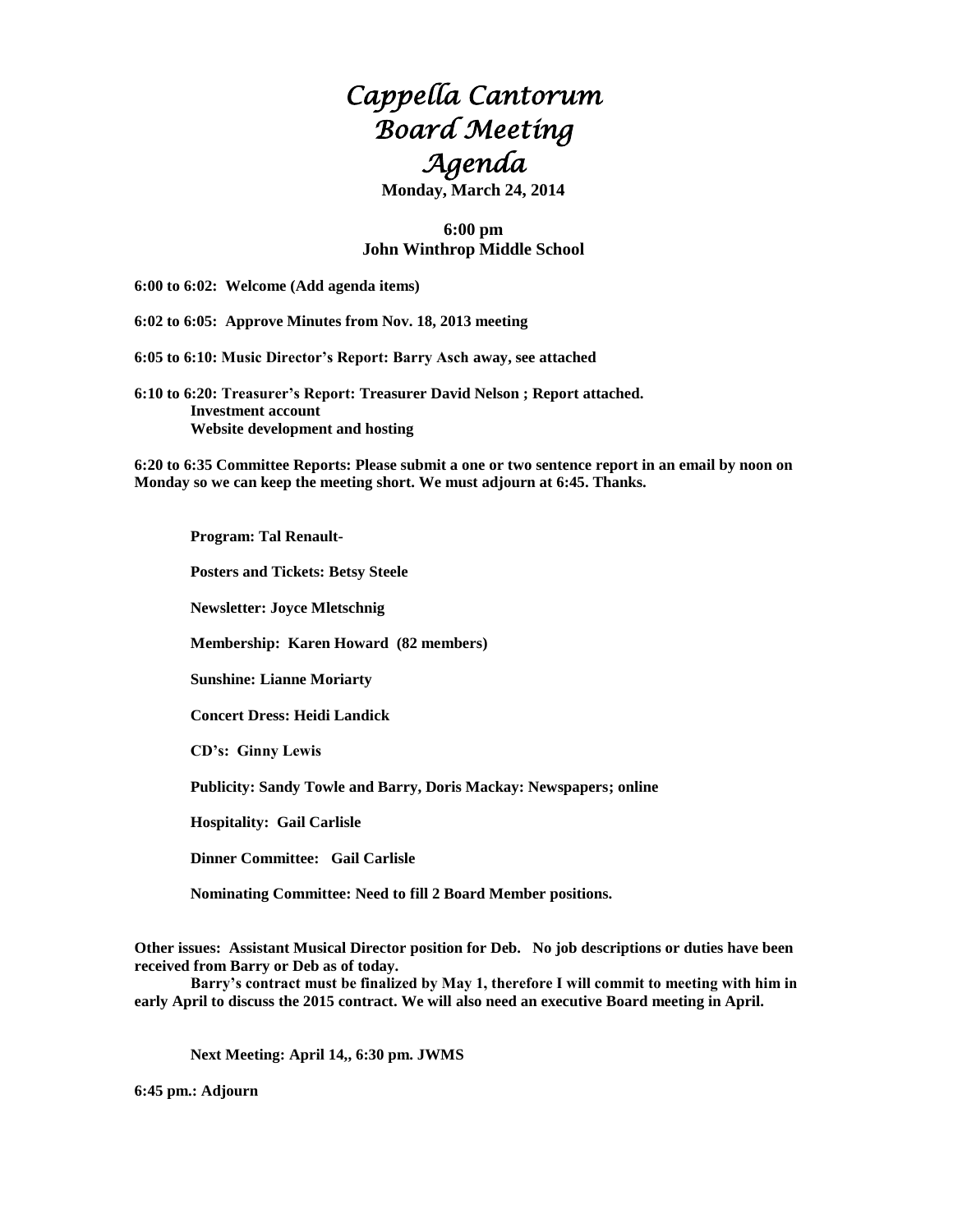# *Cappella Cantorum*
# *Board Meeting*
# *Agenda*

**Monday, March 24, 2014**

**6:00 pm**
**John Winthrop Middle School**

**6:00 to 6:02: Welcome (Add agenda items)**

**6:02 to 6:05: Approve Minutes from Nov. 18, 2013 meeting**

**6:05 to 6:10: Music Director's Report: Barry Asch away, see attached**

**6:10 to 6:20: Treasurer's Report: Treasurer David Nelson ; Report attached.**
**Investment account**
**Website development and hosting**

**6:20 to 6:35 Committee Reports: Please submit a one or two sentence report in an email by noon on Monday so we can keep the meeting short. We must adjourn at 6:45. Thanks.**

**Program: Tal Renault-**

**Posters and Tickets: Betsy Steele**

**Newsletter: Joyce Mletschnig**

**Membership: Karen Howard (82 members)**

**Sunshine: Lianne Moriarty**

**Concert Dress: Heidi Landick**

**CD's: Ginny Lewis**

**Publicity: Sandy Towle and Barry, Doris Mackay: Newspapers; online**

**Hospitality: Gail Carlisle**

**Dinner Committee: Gail Carlisle**

**Nominating Committee: Need to fill 2 Board Member positions.**

**Other issues: Assistant Musical Director position for Deb. No job descriptions or duties have been received from Barry or Deb as of today.**

**Barry's contract must be finalized by May 1, therefore I will commit to meeting with him in early April to discuss the 2015 contract. We will also need an executive Board meeting in April.**

**Next Meeting: April 14,, 6:30 pm. JWMS**

**6:45 pm.: Adjourn**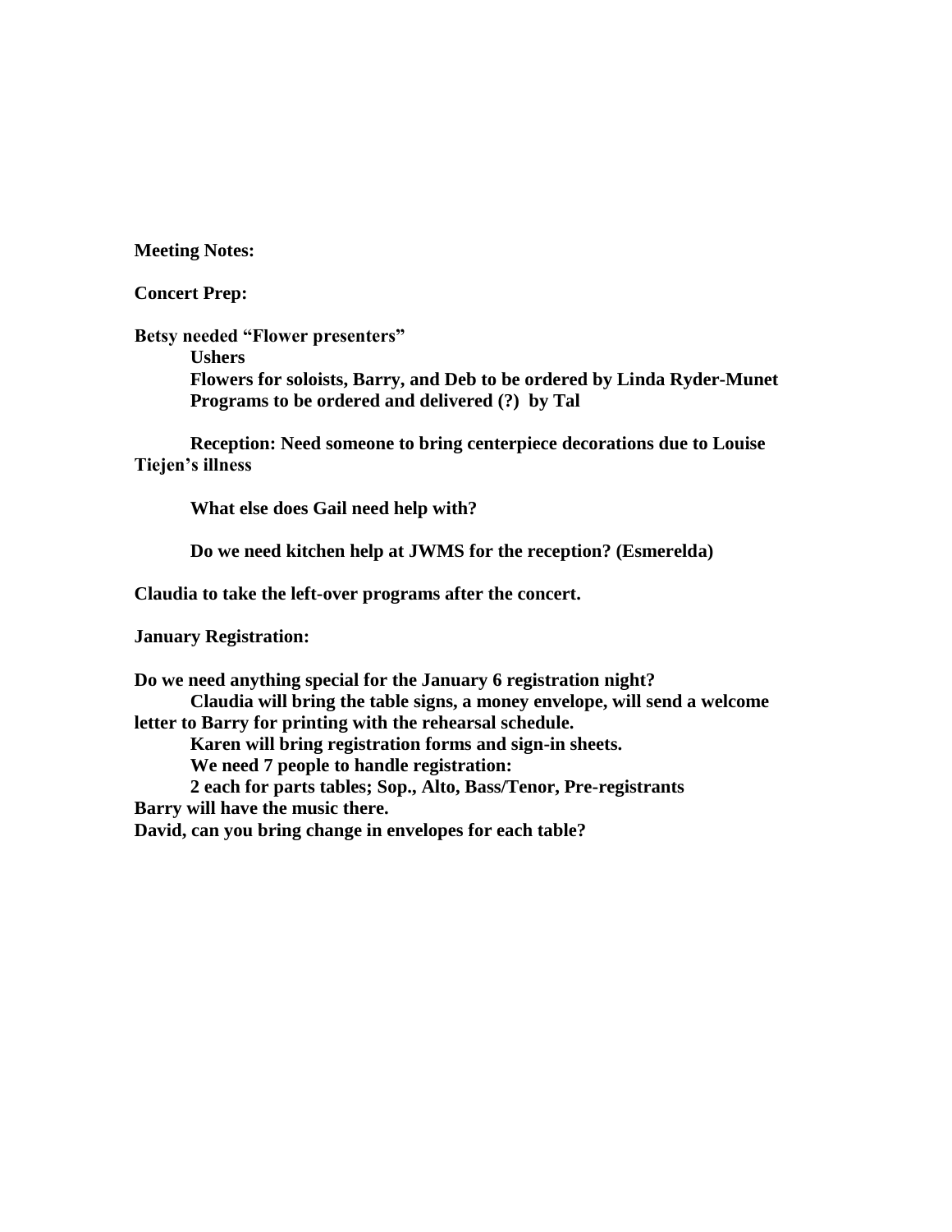**Meeting Notes:**

**Concert Prep:**

**Betsy needed "Flower presenters"**

**Ushers**

**Flowers for soloists, Barry, and Deb to be ordered by Linda Ryder-Munet**

**Programs to be ordered and delivered (?) by Tal**

**Reception: Need someone to bring centerpiece decorations due to Louise Tiejen's illness**

**What else does Gail need help with?**

**Do we need kitchen help at JWMS for the reception? (Esmerelda)**

**Claudia to take the left-over programs after the concert.**

**January Registration:**

**Do we need anything special for the January 6 registration night?**

**Claudia will bring the table signs, a money envelope, will send a welcome letter to Barry for printing with the rehearsal schedule.**

**Karen will bring registration forms and sign-in sheets.**

**We need 7 people to handle registration:**

**2 each for parts tables; Sop., Alto, Bass/Tenor, Pre-registrants**

**Barry will have the music there.**

**David, can you bring change in envelopes for each table?**